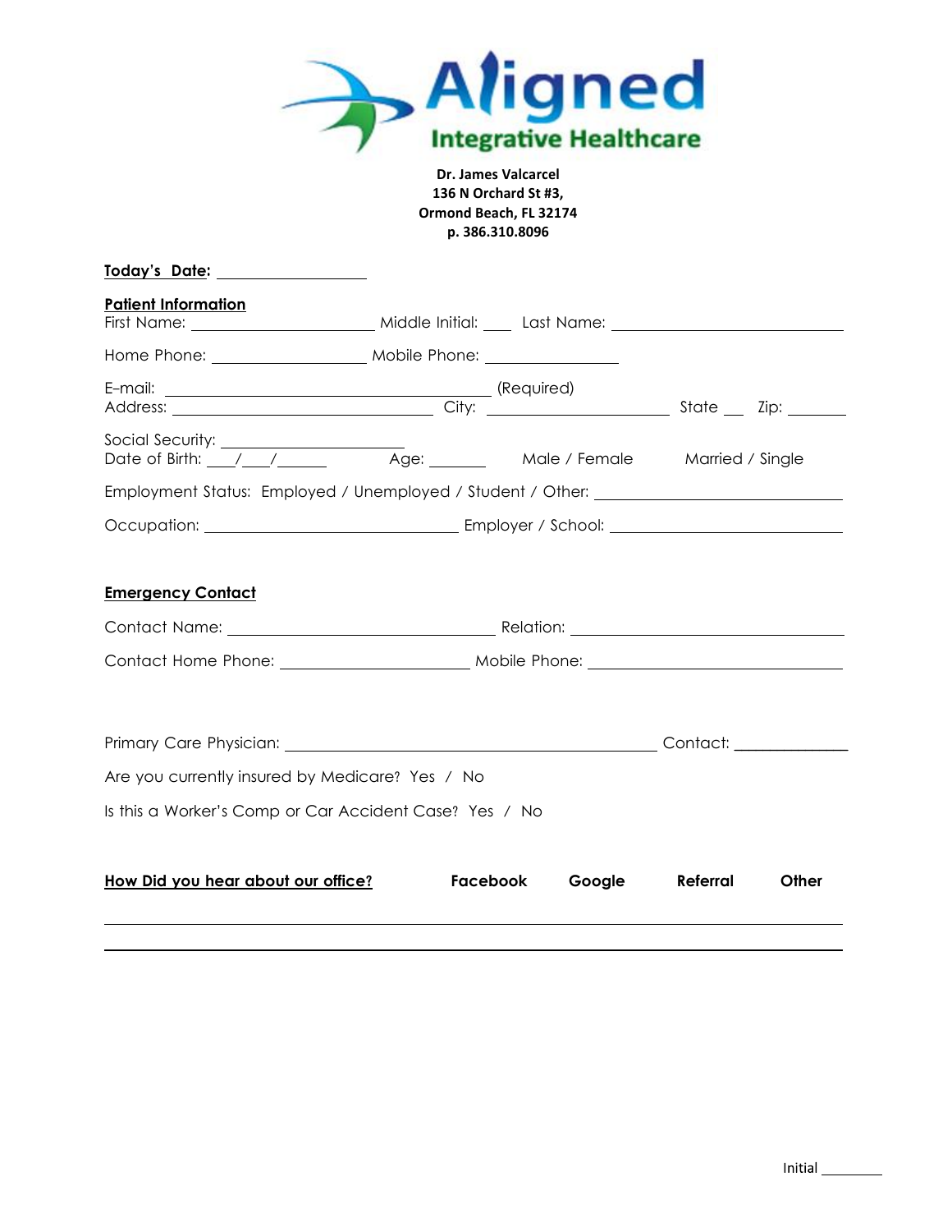# Aligned Integrative Healthcare

**Dr. James Valcarcel**
**136 N Orchard St #3,**
**Ormond Beach, FL 32174**
**p. 386.310.8096**

**Today's Date:** ________________

**Patient Information**

First Name: ____________________ Middle Initial: ___ Last Name: _________________________

Home Phone: _________________ Mobile Phone: ______________

E-mail: ____________________________________ (Required)

Address: _____________________________ City: ____________________ State ___ Zip: ______

Social Security: ____________________

Date of Birth: ___/___/_____ Age: ______ Male / Female Married / Single

Employment Status: Employed / Unemployed / Student / Other: ___________________________

Occupation: ____________________________ Employer / School: _________________________

**Emergency Contact**

Contact Name: _____________________________ Relation: _____________________________

Contact Home Phone: _____________________ Mobile Phone: ____________________________

Primary Care Physician: __________________________________________ Contact: ____________

Are you currently insured by Medicare? Yes / No

Is this a Worker's Comp or Car Accident Case? Yes / No

**How Did you hear about our office?** **Facebook** **Google** **Referral** **Other**

_____________________________________________________________________________________

_____________________________________________________________________________________

Initial _______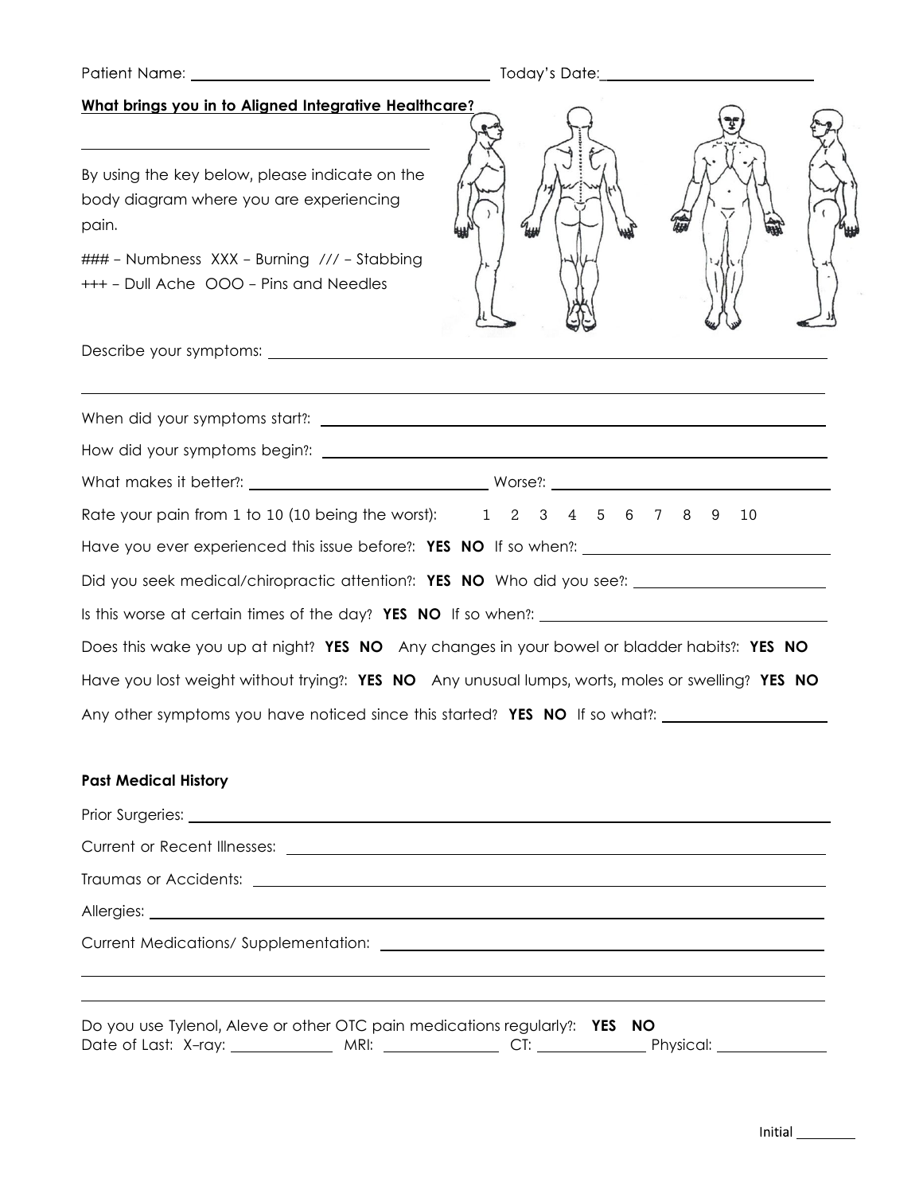Patient Name: ______________________ Today's Date: ______________________

**What brings you in to Aligned Integrative Healthcare?**

______________________

By using the key below, please indicate on the body diagram where you are experiencing pain.

### – Numbness XXX – Burning /// – Stabbing
+++ – Dull Ache OOO – Pins and Needles

Describe your symptoms: ______________________

______________________

When did your symptoms start?: ______________________

How did your symptoms begin?: ______________________

What makes it better?: ______________________ Worse?: ______________________

Rate your pain from 1 to 10 (10 being the worst): 1 2 3 4 5 6 7 8 9 10

Have you ever experienced this issue before?: **YES NO** If so when?: ______________________

Did you seek medical/chiropractic attention?: **YES NO** Who did you see?: ______________________

Is this worse at certain times of the day? **YES NO** If so when?: ______________________

Does this wake you up at night? **YES NO** Any changes in your bowel or bladder habits?: **YES NO**

Have you lost weight without trying?: **YES NO** Any unusual lumps, worts, moles or swelling? **YES NO**

Any other symptoms you have noticed since this started? **YES NO** If so what?: ______________________

**Past Medical History**

Prior Surgeries: ______________________

Current or Recent Illnesses: ______________________

Traumas or Accidents: ______________________

Allergies: ______________________

Current Medications/ Supplementation: ______________________

______________________

______________________

Do you use Tylenol, Aleve or other OTC pain medications regularly?: **YES NO**
Date of Last: X-ray: ____________ MRI: ____________ CT: ____________ Physical: ____________

Initial ________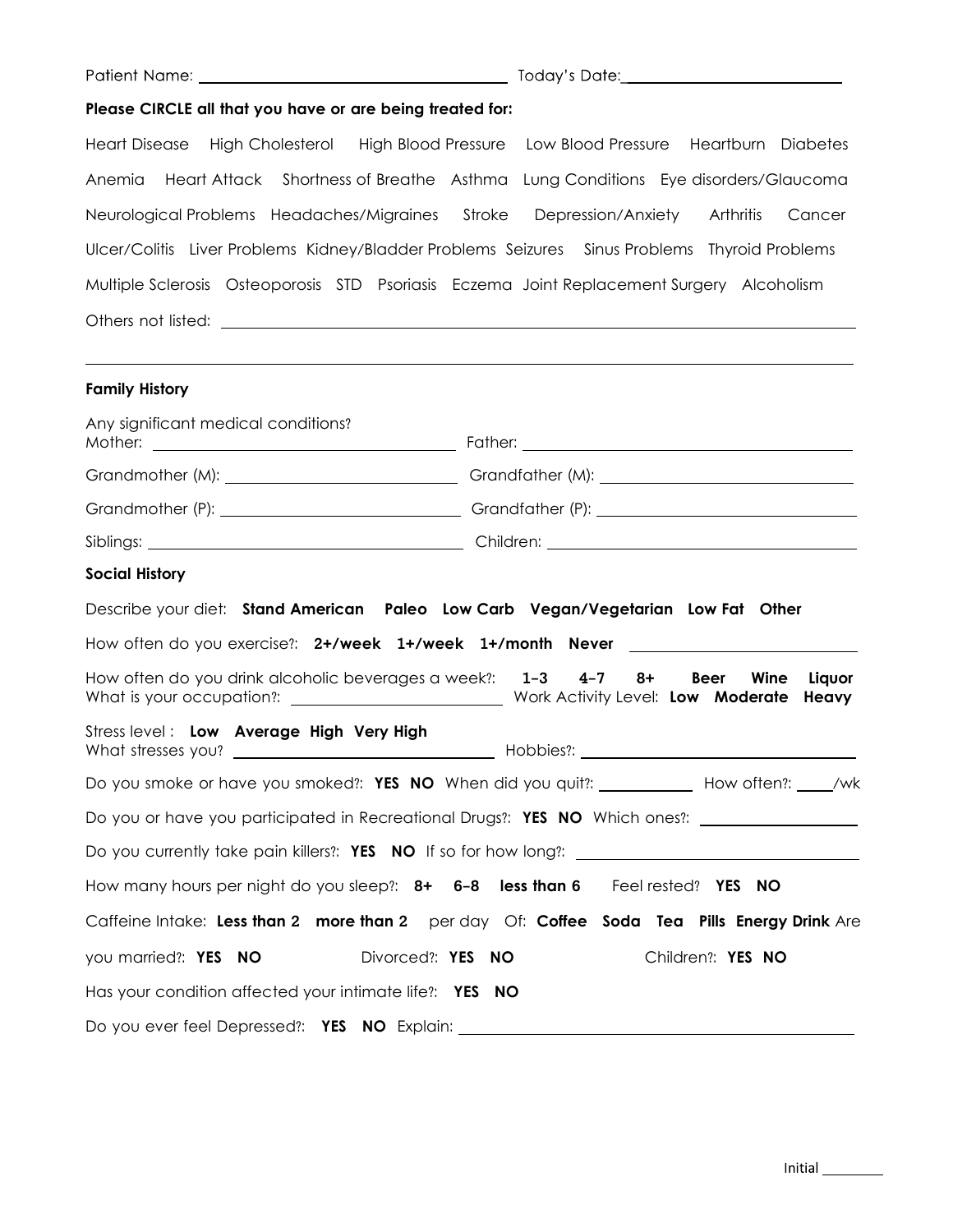Patient Name: ______________________ Today's Date: ______________________

**Please CIRCLE all that you have or are being treated for:**

Heart Disease High Cholesterol High Blood Pressure Low Blood Pressure Heartburn Diabetes

Anemia Heart Attack Shortness of Breathe Asthma Lung Conditions Eye disorders/Glaucoma

Neurological Problems Headaches/Migraines Stroke Depression/Anxiety Arthritis Cancer

Ulcer/Colitis Liver Problems Kidney/Bladder Problems Seizures Sinus Problems Thyroid Problems

Multiple Sclerosis Osteoporosis STD Psoriasis Eczema Joint Replacement Surgery Alcoholism

Others not listed: ______________________________________________

______________________________________________

**Family History**

Any significant medical conditions?

Mother: ______________________ Father: ______________________

Grandmother (M): ______________________ Grandfather (M): ______________________

Grandmother (P): ______________________ Grandfather (P): ______________________

Siblings: ______________________ Children: ______________________

**Social History**

Describe your diet: **Stand American Paleo Low Carb Vegan/Vegetarian Low Fat Other**

How often do you exercise?: **2+/week 1+/week 1+/month Never** ______________________

How often do you drink alcoholic beverages a week?: **1–3 4–7 8+ Beer Wine Liquor**

What is your occupation?: ______________________ Work Activity Level: **Low Moderate Heavy**

Stress level : **Low Average High Very High**

What stresses you? ______________________ Hobbies?: ______________________

Do you smoke or have you smoked?: **YES NO** When did you quit?: ___________ How often?: _____/wk

Do you or have you participated in Recreational Drugs?: **YES NO** Which ones?: ______________________

Do you currently take pain killers?: **YES NO** If so for how long?: ______________________

How many hours per night do you sleep?: **8+ 6–8 less than 6** Feel rested? **YES NO**

Caffeine Intake: **Less than 2 more than 2** per day Of: **Coffee Soda Tea Pills Energy Drink**

Are you married?: **YES NO** Divorced?: **YES NO** Children?: **YES NO**

Has your condition affected your intimate life?: **YES NO**

Do you ever feel Depressed?: **YES NO** Explain: ______________________________________________

Initial ________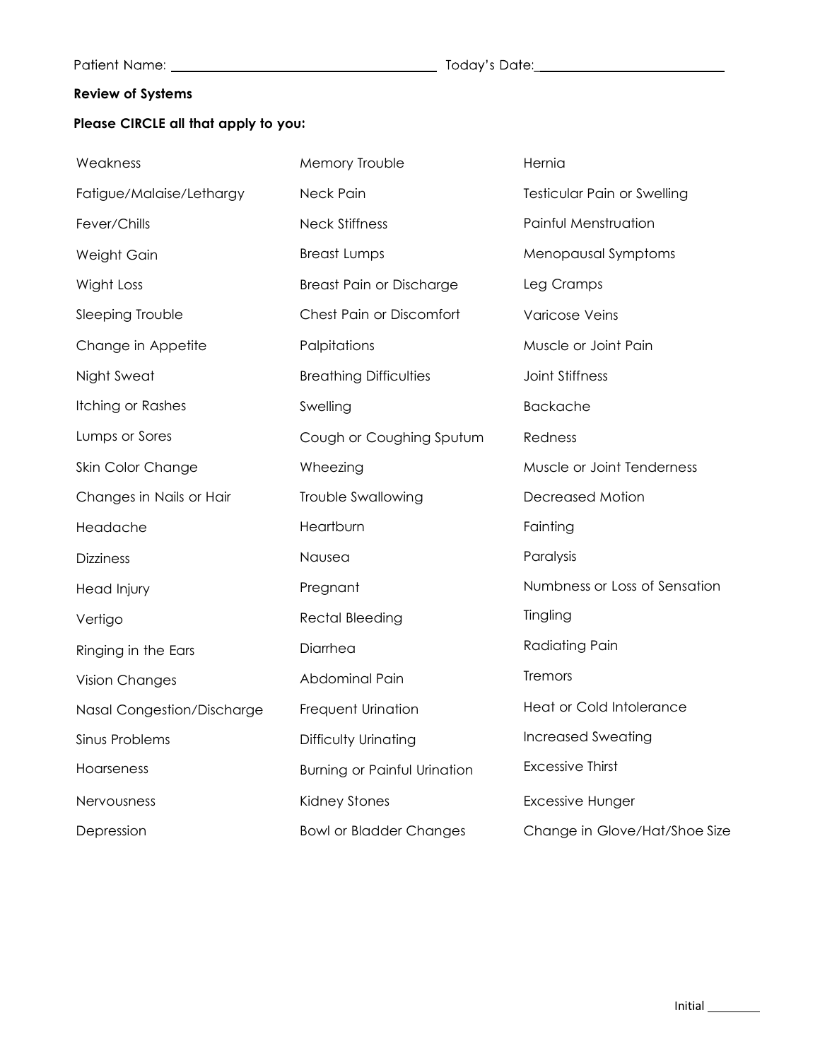Patient Name: ________________________ Today's Date: ________________________

**Review of Systems**

**Please CIRCLE all that apply to you:**

| | | |
|---|---|---|
| Weakness | Memory Trouble | Hernia |
| Fatigue/Malaise/Lethargy | Neck Pain | Testicular Pain or Swelling |
| Fever/Chills | Neck Stiffness | Painful Menstruation |
| Weight Gain | Breast Lumps | Menopausal Symptoms |
| Wight Loss | Breast Pain or Discharge | Leg Cramps |
| Sleeping Trouble | Chest Pain or Discomfort | Varicose Veins |
| Change in Appetite | Palpitations | Muscle or Joint Pain |
| Night Sweat | Breathing Difficulties | Joint Stiffness |
| Itching or Rashes | Swelling | Backache |
| Lumps or Sores | Cough or Coughing Sputum | Redness |
| Skin Color Change | Wheezing | Muscle or Joint Tenderness |
| Changes in Nails or Hair | Trouble Swallowing | Decreased Motion |
| Headache | Heartburn | Fainting |
| Dizziness | Nausea | Paralysis |
| Head Injury | Pregnant | Numbness or Loss of Sensation |
| Vertigo | Rectal Bleeding | Tingling |
| Ringing in the Ears | Diarrhea | Radiating Pain |
| Vision Changes | Abdominal Pain | Tremors |
| Nasal Congestion/Discharge | Frequent Urination | Heat or Cold Intolerance |
| Sinus Problems | Difficulty Urinating | Increased Sweating |
| Hoarseness | Burning or Painful Urination | Excessive Thirst |
| Nervousness | Kidney Stones | Excessive Hunger |
| Depression | Bowl or Bladder Changes | Change in Glove/Hat/Shoe Size |

Initial ________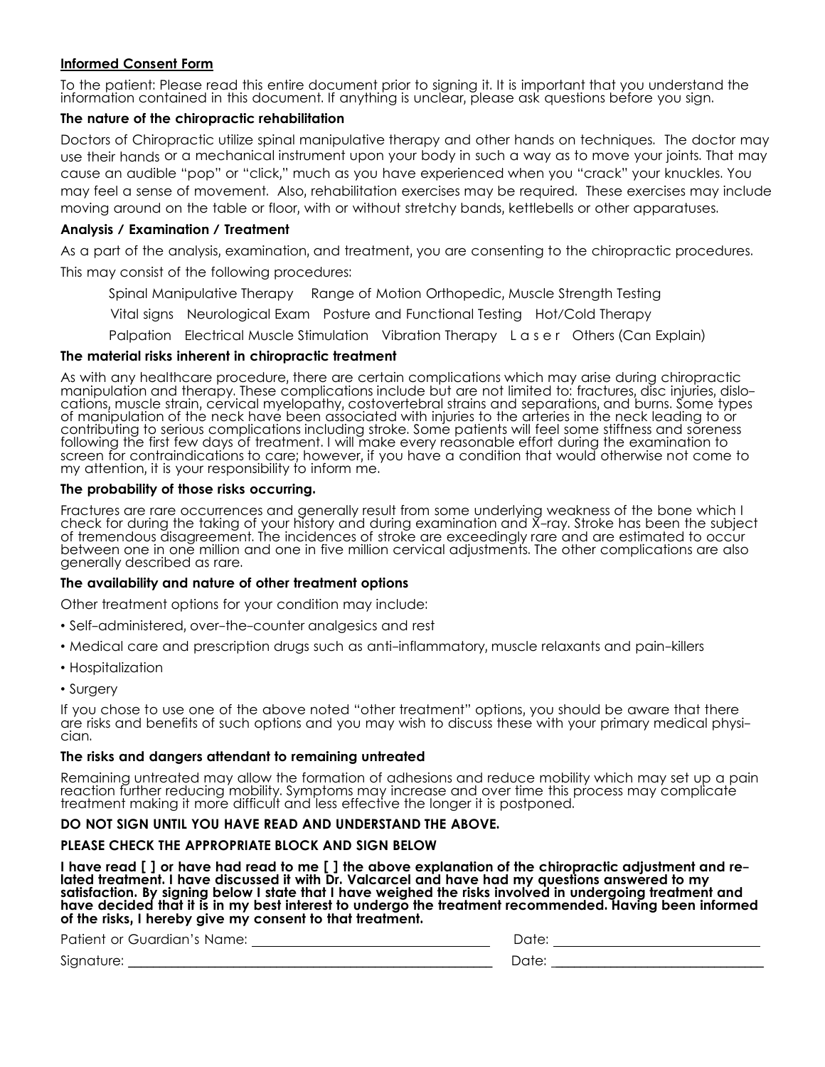**Informed Consent Form**

To the patient: Please read this entire document prior to signing it. It is important that you understand the information contained in this document. If anything is unclear, please ask questions before you sign.

**The nature of the chiropractic rehabilitation**

Doctors of Chiropractic utilize spinal manipulative therapy and other hands on techniques. The doctor may use their hands or a mechanical instrument upon your body in such a way as to move your joints. That may cause an audible "pop" or "click," much as you have experienced when you "crack" your knuckles. You may feel a sense of movement. Also, rehabilitation exercises may be required. These exercises may include moving around on the table or floor, with or without stretchy bands, kettlebells or other apparatuses.

**Analysis / Examination / Treatment**

As a part of the analysis, examination, and treatment, you are consenting to the chiropractic procedures. This may consist of the following procedures:

Spinal Manipulative Therapy   Range of Motion Orthopedic, Muscle Strength Testing

Vital signs   Neurological Exam   Posture and Functional Testing   Hot/Cold Therapy

Palpation   Electrical Muscle Stimulation   Vibration Therapy   Laser   Others (Can Explain)

**The material risks inherent in chiropractic treatment**

As with any healthcare procedure, there are certain complications which may arise during chiropractic manipulation and therapy. These complications include but are not limited to: fractures, disc injuries, dislocations, muscle strain, cervical myelopathy, costovertebral strains and separations, and burns. Some types of manipulation of the neck have been associated with injuries to the arteries in the neck leading to or contributing to serious complications including stroke. Some patients will feel some stiffness and soreness following the first few days of treatment. I will make every reasonable effort during the examination to screen for contraindications to care; however, if you have a condition that would otherwise not come to my attention, it is your responsibility to inform me.

**The probability of those risks occurring.**

Fractures are rare occurrences and generally result from some underlying weakness of the bone which I check for during the taking of your history and during examination and X-ray. Stroke has been the subject of tremendous disagreement. The incidences of stroke are exceedingly rare and are estimated to occur between one in one million and one in five million cervical adjustments. The other complications are also generally described as rare.

**The availability and nature of other treatment options**

Other treatment options for your condition may include:

- Self-administered, over-the-counter analgesics and rest
- Medical care and prescription drugs such as anti-inflammatory, muscle relaxants and pain-killers
- Hospitalization
- Surgery

If you chose to use one of the above noted "other treatment" options, you should be aware that there are risks and benefits of such options and you may wish to discuss these with your primary medical physician.

**The risks and dangers attendant to remaining untreated**

Remaining untreated may allow the formation of adhesions and reduce mobility which may set up a pain reaction further reducing mobility. Symptoms may increase and over time this process may complicate treatment making it more difficult and less effective the longer it is postponed.

**DO NOT SIGN UNTIL YOU HAVE READ AND UNDERSTAND THE ABOVE.**

**PLEASE CHECK THE APPROPRIATE BLOCK AND SIGN BELOW**

**I have read [ ] or have had read to me [ ] the above explanation of the chiropractic adjustment and related treatment. I have discussed it with Dr. Valcarcel and have had my questions answered to my satisfaction. By signing below I state that I have weighed the risks involved in undergoing treatment and have decided that it is in my best interest to undergo the treatment recommended. Having been informed of the risks, I hereby give my consent to that treatment.**

Patient or Guardian's Name: ______________________________ Date: ____________________________

Signature: ______________________________________________ Date: ____________________________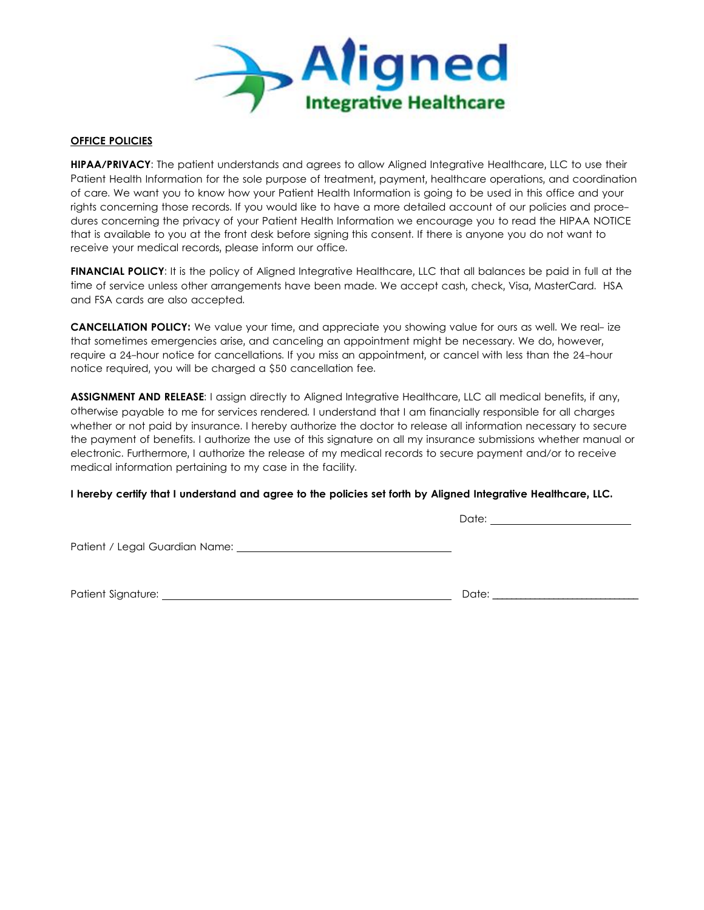Aligned
Integrative Healthcare

**OFFICE POLICIES**

**HIPAA/PRIVACY**: The patient understands and agrees to allow Aligned Integrative Healthcare, LLC to use their Patient Health Information for the sole purpose of treatment, payment, healthcare operations, and coordination of care. We want you to know how your Patient Health Information is going to be used in this office and your rights concerning those records. If you would like to have a more detailed account of our policies and procedures concerning the privacy of your Patient Health Information we encourage you to read the HIPAA NOTICE that is available to you at the front desk before signing this consent. If there is anyone you do not want to receive your medical records, please inform our office.

**FINANCIAL POLICY**: It is the policy of Aligned Integrative Healthcare, LLC that all balances be paid in full at the time of service unless other arrangements have been made. We accept cash, check, Visa, MasterCard. HSA and FSA cards are also accepted.

**CANCELLATION POLICY:** We value your time, and appreciate you showing value for ours as well. We real- ize that sometimes emergencies arise, and canceling an appointment might be necessary. We do, however, require a 24-hour notice for cancellations. If you miss an appointment, or cancel with less than the 24-hour notice required, you will be charged a $50 cancellation fee.

**ASSIGNMENT AND RELEASE**: I assign directly to Aligned Integrative Healthcare, LLC all medical benefits, if any, otherwise payable to me for services rendered. I understand that I am financially responsible for all charges whether or not paid by insurance. I hereby authorize the doctor to release all information necessary to secure the payment of benefits. I authorize the use of this signature on all my insurance submissions whether manual or electronic. Furthermore, I authorize the release of my medical records to secure payment and/or to receive medical information pertaining to my case in the facility.

**I hereby certify that I understand and agree to the policies set forth by Aligned Integrative Healthcare, LLC.**

Date: ______________________

Patient / Legal Guardian Name: ________________________________

Patient Signature: ____________________________________________ Date: ______________________